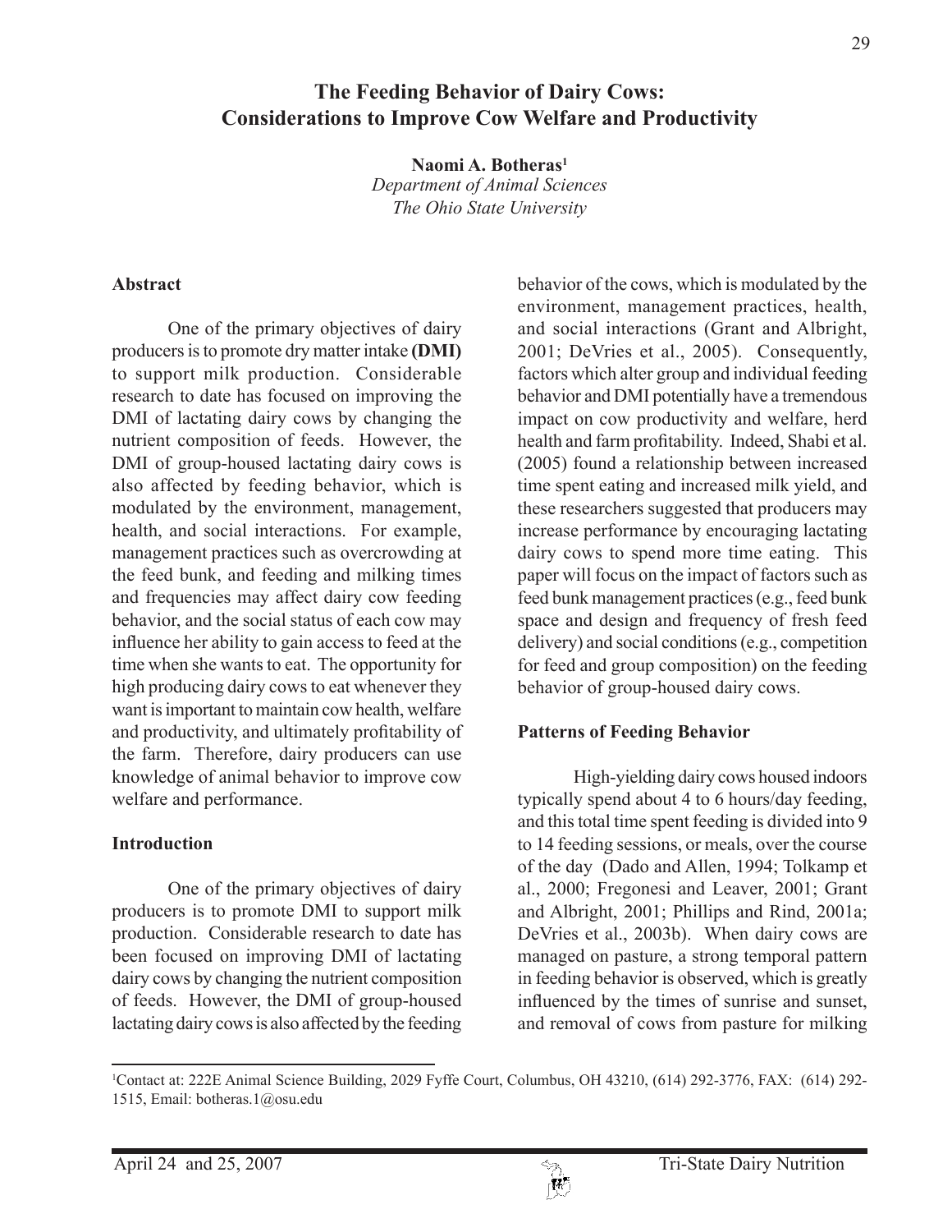# The Feeding Behavior of Dairy Cows: Considerations to Improve Cow Welfare and Productivity

**Naomi A. Botheras[1]**
*Department of Animal Sciences*
*The Ohio State University*

## Abstract

One of the primary objectives of dairy producers is to promote dry matter intake **(DMI)** to support milk production. Considerable research to date has focused on improving the DMI of lactating dairy cows by changing the nutrient composition of feeds. However, the DMI of group-housed lactating dairy cows is also affected by feeding behavior, which is modulated by the environment, management, health, and social interactions. For example, management practices such as overcrowding at the feed bunk, and feeding and milking times and frequencies may affect dairy cow feeding behavior, and the social status of each cow may influence her ability to gain access to feed at the time when she wants to eat. The opportunity for high producing dairy cows to eat whenever they want is important to maintain cow health, welfare and productivity, and ultimately profitability of the farm. Therefore, dairy producers can use knowledge of animal behavior to improve cow welfare and performance.

## Introduction

One of the primary objectives of dairy producers is to promote DMI to support milk production. Considerable research to date has been focused on improving DMI of lactating dairy cows by changing the nutrient composition of feeds. However, the DMI of group-housed lactating dairy cows is also affected by the feeding behavior of the cows, which is modulated by the environment, management practices, health, and social interactions (Grant and Albright, 2001; DeVries et al., 2005). Consequently, factors which alter group and individual feeding behavior and DMI potentially have a tremendous impact on cow productivity and welfare, herd health and farm profitability. Indeed, Shabi et al. (2005) found a relationship between increased time spent eating and increased milk yield, and these researchers suggested that producers may increase performance by encouraging lactating dairy cows to spend more time eating. This paper will focus on the impact of factors such as feed bunk management practices (e.g., feed bunk space and design and frequency of fresh feed delivery) and social conditions (e.g., competition for feed and group composition) on the feeding behavior of group-housed dairy cows.

## Patterns of Feeding Behavior

High-yielding dairy cows housed indoors typically spend about 4 to 6 hours/day feeding, and this total time spent feeding is divided into 9 to 14 feeding sessions, or meals, over the course of the day (Dado and Allen, 1994; Tolkamp et al., 2000; Fregonesi and Leaver, 2001; Grant and Albright, 2001; Phillips and Rind, 2001a; DeVries et al., 2003b). When dairy cows are managed on pasture, a strong temporal pattern in feeding behavior is observed, which is greatly influenced by the times of sunrise and sunset, and removal of cows from pasture for milking

[1]Contact at: 222E Animal Science Building, 2029 Fyffe Court, Columbus, OH 43210, (614) 292-3776, FAX: (614) 292-1515, Email: botheras.1@osu.edu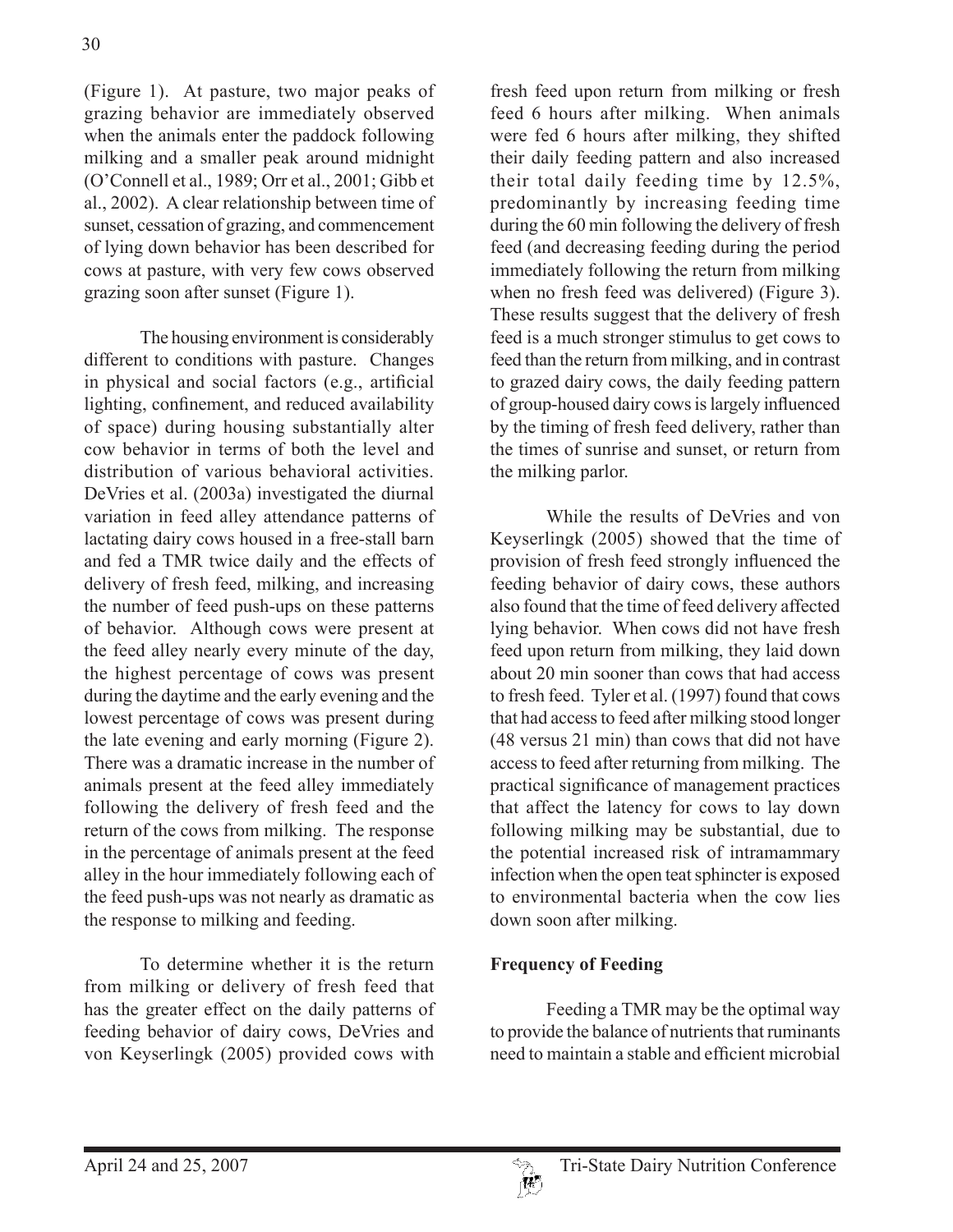(Figure 1). At pasture, two major peaks of grazing behavior are immediately observed when the animals enter the paddock following milking and a smaller peak around midnight (O'Connell et al., 1989; Orr et al., 2001; Gibb et al., 2002). A clear relationship between time of sunset, cessation of grazing, and commencement of lying down behavior has been described for cows at pasture, with very few cows observed grazing soon after sunset (Figure 1).

The housing environment is considerably different to conditions with pasture. Changes in physical and social factors (e.g., artificial lighting, confinement, and reduced availability of space) during housing substantially alter cow behavior in terms of both the level and distribution of various behavioral activities. DeVries et al. (2003a) investigated the diurnal variation in feed alley attendance patterns of lactating dairy cows housed in a free-stall barn and fed a TMR twice daily and the effects of delivery of fresh feed, milking, and increasing the number of feed push-ups on these patterns of behavior. Although cows were present at the feed alley nearly every minute of the day, the highest percentage of cows was present during the daytime and the early evening and the lowest percentage of cows was present during the late evening and early morning (Figure 2). There was a dramatic increase in the number of animals present at the feed alley immediately following the delivery of fresh feed and the return of the cows from milking. The response in the percentage of animals present at the feed alley in the hour immediately following each of the feed push-ups was not nearly as dramatic as the response to milking and feeding.

To determine whether it is the return from milking or delivery of fresh feed that has the greater effect on the daily patterns of feeding behavior of dairy cows, DeVries and von Keyserlingk (2005) provided cows with fresh feed upon return from milking or fresh feed 6 hours after milking. When animals were fed 6 hours after milking, they shifted their daily feeding pattern and also increased their total daily feeding time by 12.5%, predominantly by increasing feeding time during the 60 min following the delivery of fresh feed (and decreasing feeding during the period immediately following the return from milking when no fresh feed was delivered) (Figure 3). These results suggest that the delivery of fresh feed is a much stronger stimulus to get cows to feed than the return from milking, and in contrast to grazed dairy cows, the daily feeding pattern of group-housed dairy cows is largely influenced by the timing of fresh feed delivery, rather than the times of sunrise and sunset, or return from the milking parlor.

While the results of DeVries and von Keyserlingk (2005) showed that the time of provision of fresh feed strongly influenced the feeding behavior of dairy cows, these authors also found that the time of feed delivery affected lying behavior. When cows did not have fresh feed upon return from milking, they laid down about 20 min sooner than cows that had access to fresh feed. Tyler et al. (1997) found that cows that had access to feed after milking stood longer (48 versus 21 min) than cows that did not have access to feed after returning from milking. The practical significance of management practices that affect the latency for cows to lay down following milking may be substantial, due to the potential increased risk of intramammary infection when the open teat sphincter is exposed to environmental bacteria when the cow lies down soon after milking.

## Frequency of Feeding

Feeding a TMR may be the optimal way to provide the balance of nutrients that ruminants need to maintain a stable and efficient microbial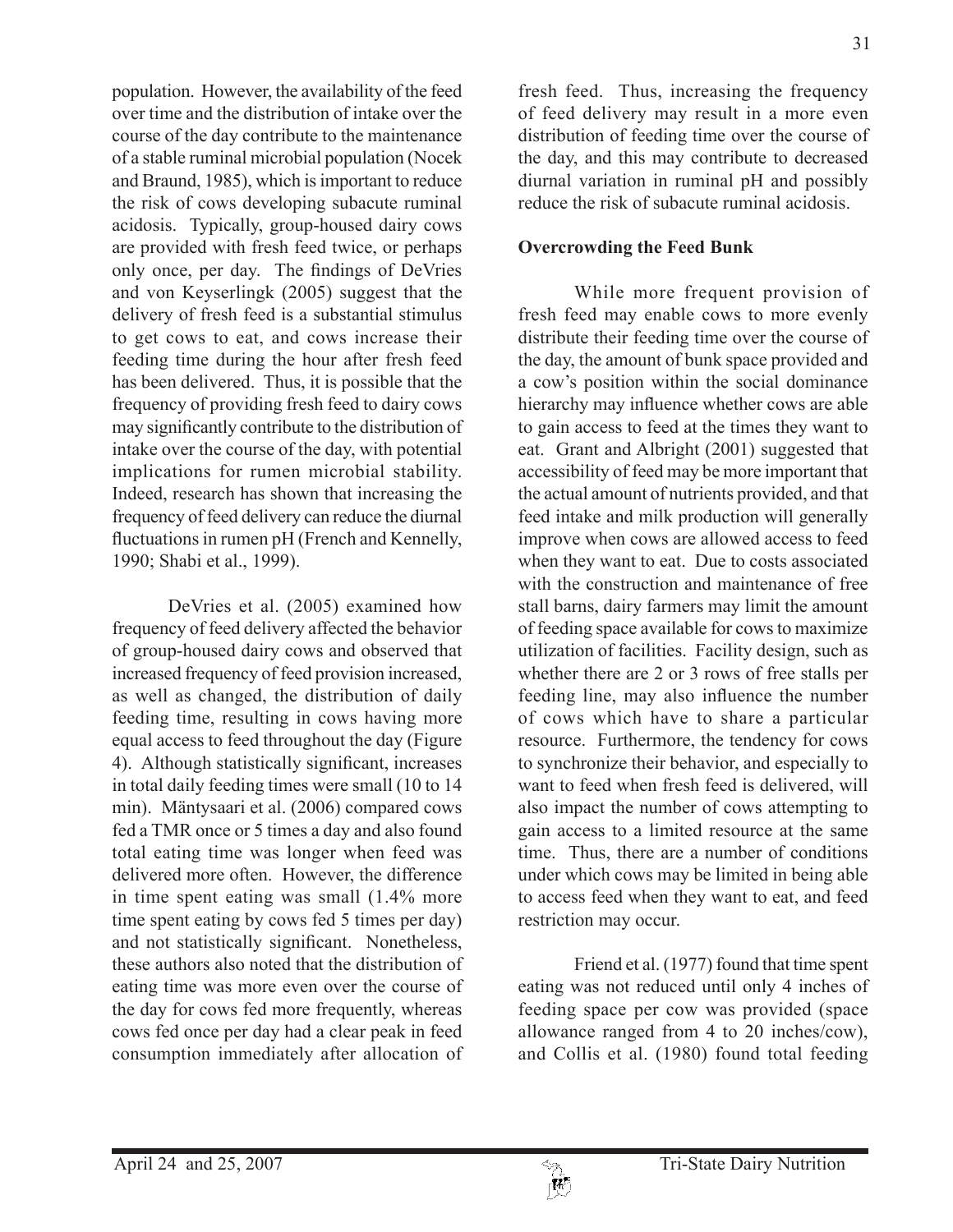population. However, the availability of the feed over time and the distribution of intake over the course of the day contribute to the maintenance of a stable ruminal microbial population (Nocek and Braund, 1985), which is important to reduce the risk of cows developing subacute ruminal acidosis. Typically, group-housed dairy cows are provided with fresh feed twice, or perhaps only once, per day. The findings of DeVries and von Keyserlingk (2005) suggest that the delivery of fresh feed is a substantial stimulus to get cows to eat, and cows increase their feeding time during the hour after fresh feed has been delivered. Thus, it is possible that the frequency of providing fresh feed to dairy cows may significantly contribute to the distribution of intake over the course of the day, with potential implications for rumen microbial stability. Indeed, research has shown that increasing the frequency of feed delivery can reduce the diurnal fluctuations in rumen pH (French and Kennelly, 1990; Shabi et al., 1999).

DeVries et al. (2005) examined how frequency of feed delivery affected the behavior of group-housed dairy cows and observed that increased frequency of feed provision increased, as well as changed, the distribution of daily feeding time, resulting in cows having more equal access to feed throughout the day (Figure 4). Although statistically significant, increases in total daily feeding times were small (10 to 14 min). Mäntysaari et al. (2006) compared cows fed a TMR once or 5 times a day and also found total eating time was longer when feed was delivered more often. However, the difference in time spent eating was small (1.4% more time spent eating by cows fed 5 times per day) and not statistically significant. Nonetheless, these authors also noted that the distribution of eating time was more even over the course of the day for cows fed more frequently, whereas cows fed once per day had a clear peak in feed consumption immediately after allocation of fresh feed. Thus, increasing the frequency of feed delivery may result in a more even distribution of feeding time over the course of the day, and this may contribute to decreased diurnal variation in ruminal pH and possibly reduce the risk of subacute ruminal acidosis.

**Overcrowding the Feed Bunk**

While more frequent provision of fresh feed may enable cows to more evenly distribute their feeding time over the course of the day, the amount of bunk space provided and a cow's position within the social dominance hierarchy may influence whether cows are able to gain access to feed at the times they want to eat. Grant and Albright (2001) suggested that accessibility of feed may be more important that the actual amount of nutrients provided, and that feed intake and milk production will generally improve when cows are allowed access to feed when they want to eat. Due to costs associated with the construction and maintenance of free stall barns, dairy farmers may limit the amount of feeding space available for cows to maximize utilization of facilities. Facility design, such as whether there are 2 or 3 rows of free stalls per feeding line, may also influence the number of cows which have to share a particular resource. Furthermore, the tendency for cows to synchronize their behavior, and especially to want to feed when fresh feed is delivered, will also impact the number of cows attempting to gain access to a limited resource at the same time. Thus, there are a number of conditions under which cows may be limited in being able to access feed when they want to eat, and feed restriction may occur.

Friend et al. (1977) found that time spent eating was not reduced until only 4 inches of feeding space per cow was provided (space allowance ranged from 4 to 20 inches/cow), and Collis et al. (1980) found total feeding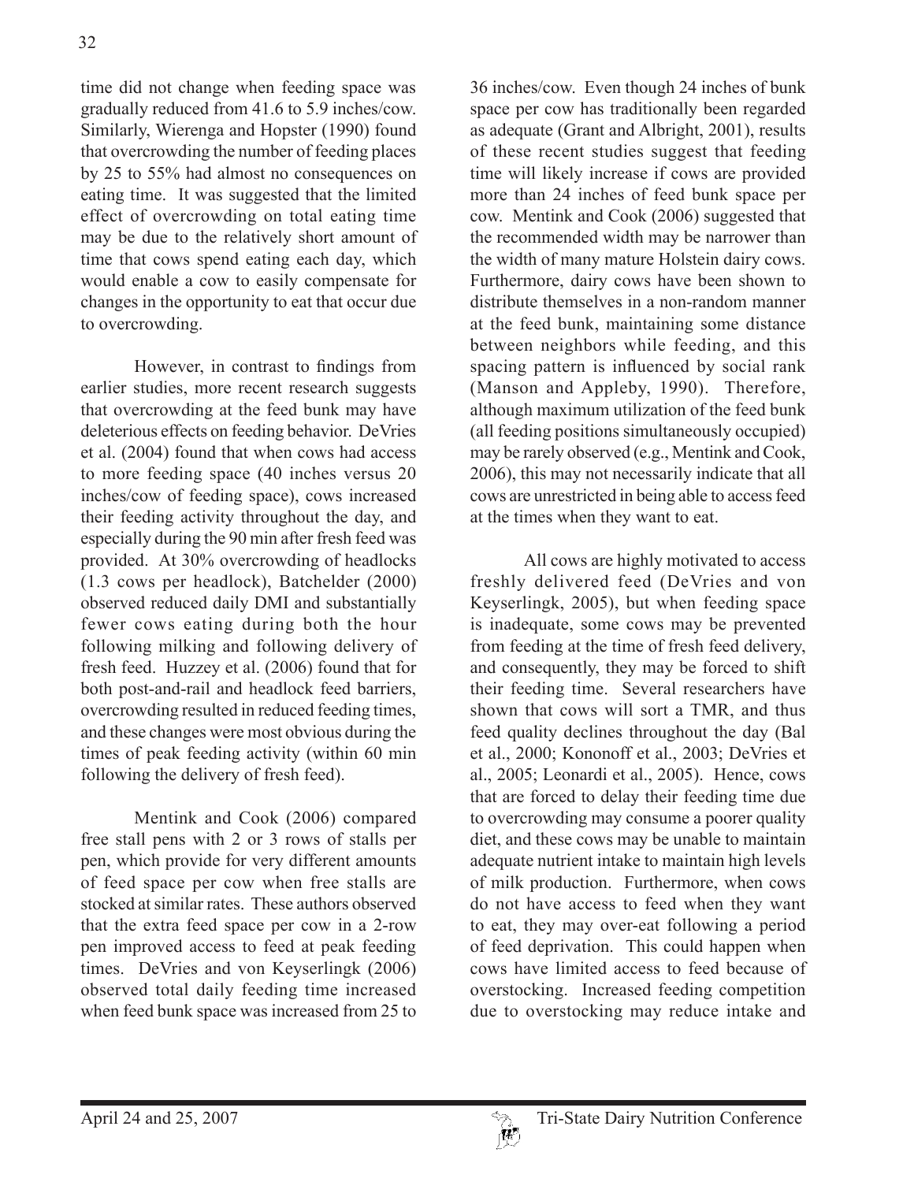time did not change when feeding space was gradually reduced from 41.6 to 5.9 inches/cow. Similarly, Wierenga and Hopster (1990) found that overcrowding the number of feeding places by 25 to 55% had almost no consequences on eating time. It was suggested that the limited effect of overcrowding on total eating time may be due to the relatively short amount of time that cows spend eating each day, which would enable a cow to easily compensate for changes in the opportunity to eat that occur due to overcrowding.

However, in contrast to findings from earlier studies, more recent research suggests that overcrowding at the feed bunk may have deleterious effects on feeding behavior. DeVries et al. (2004) found that when cows had access to more feeding space (40 inches versus 20 inches/cow of feeding space), cows increased their feeding activity throughout the day, and especially during the 90 min after fresh feed was provided. At 30% overcrowding of headlocks (1.3 cows per headlock), Batchelder (2000) observed reduced daily DMI and substantially fewer cows eating during both the hour following milking and following delivery of fresh feed. Huzzey et al. (2006) found that for both post-and-rail and headlock feed barriers, overcrowding resulted in reduced feeding times, and these changes were most obvious during the times of peak feeding activity (within 60 min following the delivery of fresh feed).

Mentink and Cook (2006) compared free stall pens with 2 or 3 rows of stalls per pen, which provide for very different amounts of feed space per cow when free stalls are stocked at similar rates. These authors observed that the extra feed space per cow in a 2-row pen improved access to feed at peak feeding times. DeVries and von Keyserlingk (2006) observed total daily feeding time increased when feed bunk space was increased from 25 to 36 inches/cow. Even though 24 inches of bunk space per cow has traditionally been regarded as adequate (Grant and Albright, 2001), results of these recent studies suggest that feeding time will likely increase if cows are provided more than 24 inches of feed bunk space per cow. Mentink and Cook (2006) suggested that the recommended width may be narrower than the width of many mature Holstein dairy cows. Furthermore, dairy cows have been shown to distribute themselves in a non-random manner at the feed bunk, maintaining some distance between neighbors while feeding, and this spacing pattern is influenced by social rank (Manson and Appleby, 1990). Therefore, although maximum utilization of the feed bunk (all feeding positions simultaneously occupied) may be rarely observed (e.g., Mentink and Cook, 2006), this may not necessarily indicate that all cows are unrestricted in being able to access feed at the times when they want to eat.

All cows are highly motivated to access freshly delivered feed (DeVries and von Keyserlingk, 2005), but when feeding space is inadequate, some cows may be prevented from feeding at the time of fresh feed delivery, and consequently, they may be forced to shift their feeding time. Several researchers have shown that cows will sort a TMR, and thus feed quality declines throughout the day (Bal et al., 2000; Kononoff et al., 2003; DeVries et al., 2005; Leonardi et al., 2005). Hence, cows that are forced to delay their feeding time due to overcrowding may consume a poorer quality diet, and these cows may be unable to maintain adequate nutrient intake to maintain high levels of milk production. Furthermore, when cows do not have access to feed when they want to eat, they may over-eat following a period of feed deprivation. This could happen when cows have limited access to feed because of overstocking. Increased feeding competition due to overstocking may reduce intake and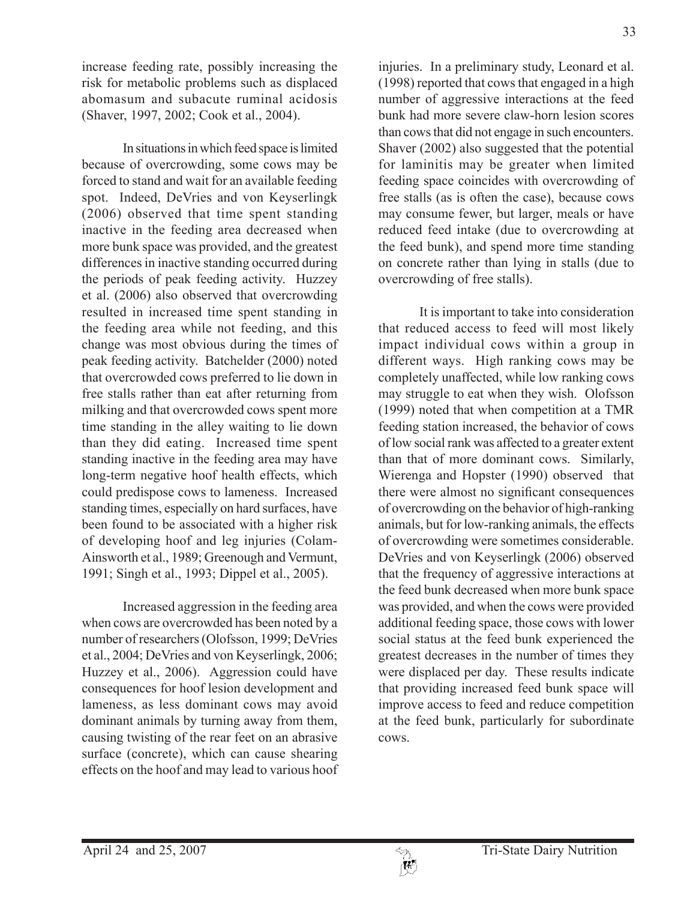increase feeding rate, possibly increasing the risk for metabolic problems such as displaced abomasum and subacute ruminal acidosis (Shaver, 1997, 2002; Cook et al., 2004).

In situations in which feed space is limited because of overcrowding, some cows may be forced to stand and wait for an available feeding spot. Indeed, DeVries and von Keyserlingk (2006) observed that time spent standing inactive in the feeding area decreased when more bunk space was provided, and the greatest differences in inactive standing occurred during the periods of peak feeding activity. Huzzey et al. (2006) also observed that overcrowding resulted in increased time spent standing in the feeding area while not feeding, and this change was most obvious during the times of peak feeding activity. Batchelder (2000) noted that overcrowded cows preferred to lie down in free stalls rather than eat after returning from milking and that overcrowded cows spent more time standing in the alley waiting to lie down than they did eating. Increased time spent standing inactive in the feeding area may have long-term negative hoof health effects, which could predispose cows to lameness. Increased standing times, especially on hard surfaces, have been found to be associated with a higher risk of developing hoof and leg injuries (Colam-Ainsworth et al., 1989; Greenough and Vermunt, 1991; Singh et al., 1993; Dippel et al., 2005).

Increased aggression in the feeding area when cows are overcrowded has been noted by a number of researchers (Olofsson, 1999; DeVries et al., 2004; DeVries and von Keyserlingk, 2006; Huzzey et al., 2006). Aggression could have consequences for hoof lesion development and lameness, as less dominant cows may avoid dominant animals by turning away from them, causing twisting of the rear feet on an abrasive surface (concrete), which can cause shearing effects on the hoof and may lead to various hoof injuries. In a preliminary study, Leonard et al. (1998) reported that cows that engaged in a high number of aggressive interactions at the feed bunk had more severe claw-horn lesion scores than cows that did not engage in such encounters. Shaver (2002) also suggested that the potential for laminitis may be greater when limited feeding space coincides with overcrowding of free stalls (as is often the case), because cows may consume fewer, but larger, meals or have reduced feed intake (due to overcrowding at the feed bunk), and spend more time standing on concrete rather than lying in stalls (due to overcrowding of free stalls).

It is important to take into consideration that reduced access to feed will most likely impact individual cows within a group in different ways. High ranking cows may be completely unaffected, while low ranking cows may struggle to eat when they wish. Olofsson (1999) noted that when competition at a TMR feeding station increased, the behavior of cows of low social rank was affected to a greater extent than that of more dominant cows. Similarly, Wierenga and Hopster (1990) observed that there were almost no significant consequences of overcrowding on the behavior of high-ranking animals, but for low-ranking animals, the effects of overcrowding were sometimes considerable. DeVries and von Keyserlingk (2006) observed that the frequency of aggressive interactions at the feed bunk decreased when more bunk space was provided, and when the cows were provided additional feeding space, those cows with lower social status at the feed bunk experienced the greatest decreases in the number of times they were displaced per day. These results indicate that providing increased feed bunk space will improve access to feed and reduce competition at the feed bunk, particularly for subordinate cows.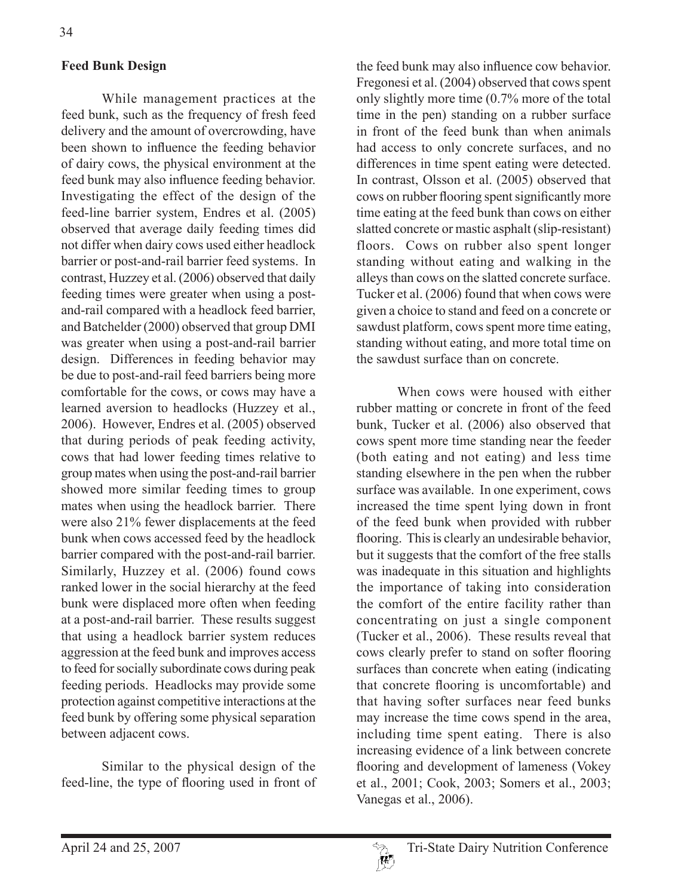### Feed Bunk Design

While management practices at the feed bunk, such as the frequency of fresh feed delivery and the amount of overcrowding, have been shown to influence the feeding behavior of dairy cows, the physical environment at the feed bunk may also influence feeding behavior. Investigating the effect of the design of the feed-line barrier system, Endres et al. (2005) observed that average daily feeding times did not differ when dairy cows used either headlock barrier or post-and-rail barrier feed systems. In contrast, Huzzey et al. (2006) observed that daily feeding times were greater when using a post-and-rail compared with a headlock feed barrier, and Batchelder (2000) observed that group DMI was greater when using a post-and-rail barrier design. Differences in feeding behavior may be due to post-and-rail feed barriers being more comfortable for the cows, or cows may have a learned aversion to headlocks (Huzzey et al., 2006). However, Endres et al. (2005) observed that during periods of peak feeding activity, cows that had lower feeding times relative to group mates when using the post-and-rail barrier showed more similar feeding times to group mates when using the headlock barrier. There were also 21% fewer displacements at the feed bunk when cows accessed feed by the headlock barrier compared with the post-and-rail barrier. Similarly, Huzzey et al. (2006) found cows ranked lower in the social hierarchy at the feed bunk were displaced more often when feeding at a post-and-rail barrier. These results suggest that using a headlock barrier system reduces aggression at the feed bunk and improves access to feed for socially subordinate cows during peak feeding periods. Headlocks may provide some protection against competitive interactions at the feed bunk by offering some physical separation between adjacent cows.

Similar to the physical design of the feed-line, the type of flooring used in front of the feed bunk may also influence cow behavior. Fregonesi et al. (2004) observed that cows spent only slightly more time (0.7% more of the total time in the pen) standing on a rubber surface in front of the feed bunk than when animals had access to only concrete surfaces, and no differences in time spent eating were detected. In contrast, Olsson et al. (2005) observed that cows on rubber flooring spent significantly more time eating at the feed bunk than cows on either slatted concrete or mastic asphalt (slip-resistant) floors. Cows on rubber also spent longer standing without eating and walking in the alleys than cows on the slatted concrete surface. Tucker et al. (2006) found that when cows were given a choice to stand and feed on a concrete or sawdust platform, cows spent more time eating, standing without eating, and more total time on the sawdust surface than on concrete.

When cows were housed with either rubber matting or concrete in front of the feed bunk, Tucker et al. (2006) also observed that cows spent more time standing near the feeder (both eating and not eating) and less time standing elsewhere in the pen when the rubber surface was available. In one experiment, cows increased the time spent lying down in front of the feed bunk when provided with rubber flooring. This is clearly an undesirable behavior, but it suggests that the comfort of the free stalls was inadequate in this situation and highlights the importance of taking into consideration the comfort of the entire facility rather than concentrating on just a single component (Tucker et al., 2006). These results reveal that cows clearly prefer to stand on softer flooring surfaces than concrete when eating (indicating that concrete flooring is uncomfortable) and that having softer surfaces near feed bunks may increase the time cows spend in the area, including time spent eating. There is also increasing evidence of a link between concrete flooring and development of lameness (Vokey et al., 2001; Cook, 2003; Somers et al., 2003; Vanegas et al., 2006).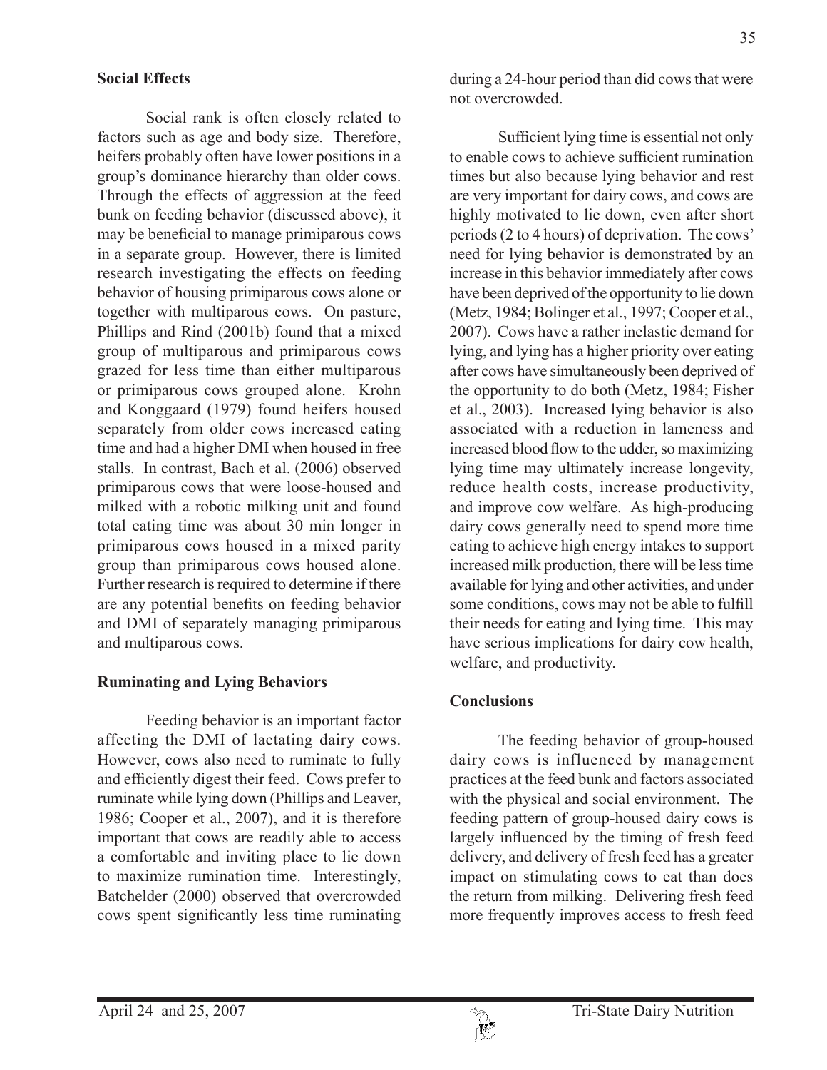### Social Effects

Social rank is often closely related to factors such as age and body size. Therefore, heifers probably often have lower positions in a group's dominance hierarchy than older cows. Through the effects of aggression at the feed bunk on feeding behavior (discussed above), it may be beneficial to manage primiparous cows in a separate group. However, there is limited research investigating the effects on feeding behavior of housing primiparous cows alone or together with multiparous cows. On pasture, Phillips and Rind (2001b) found that a mixed group of multiparous and primiparous cows grazed for less time than either multiparous or primiparous cows grouped alone. Krohn and Konggaard (1979) found heifers housed separately from older cows increased eating time and had a higher DMI when housed in free stalls. In contrast, Bach et al. (2006) observed primiparous cows that were loose-housed and milked with a robotic milking unit and found total eating time was about 30 min longer in primiparous cows housed in a mixed parity group than primiparous cows housed alone. Further research is required to determine if there are any potential benefits on feeding behavior and DMI of separately managing primiparous and multiparous cows.

### Ruminating and Lying Behaviors

Feeding behavior is an important factor affecting the DMI of lactating dairy cows. However, cows also need to ruminate to fully and efficiently digest their feed. Cows prefer to ruminate while lying down (Phillips and Leaver, 1986; Cooper et al., 2007), and it is therefore important that cows are readily able to access a comfortable and inviting place to lie down to maximize rumination time. Interestingly, Batchelder (2000) observed that overcrowded cows spent significantly less time ruminating during a 24-hour period than did cows that were not overcrowded.

Sufficient lying time is essential not only to enable cows to achieve sufficient rumination times but also because lying behavior and rest are very important for dairy cows, and cows are highly motivated to lie down, even after short periods (2 to 4 hours) of deprivation. The cows' need for lying behavior is demonstrated by an increase in this behavior immediately after cows have been deprived of the opportunity to lie down (Metz, 1984; Bolinger et al., 1997; Cooper et al., 2007). Cows have a rather inelastic demand for lying, and lying has a higher priority over eating after cows have simultaneously been deprived of the opportunity to do both (Metz, 1984; Fisher et al., 2003). Increased lying behavior is also associated with a reduction in lameness and increased blood flow to the udder, so maximizing lying time may ultimately increase longevity, reduce health costs, increase productivity, and improve cow welfare. As high-producing dairy cows generally need to spend more time eating to achieve high energy intakes to support increased milk production, there will be less time available for lying and other activities, and under some conditions, cows may not be able to fulfill their needs for eating and lying time. This may have serious implications for dairy cow health, welfare, and productivity.

### Conclusions

The feeding behavior of group-housed dairy cows is influenced by management practices at the feed bunk and factors associated with the physical and social environment. The feeding pattern of group-housed dairy cows is largely influenced by the timing of fresh feed delivery, and delivery of fresh feed has a greater impact on stimulating cows to eat than does the return from milking. Delivering fresh feed more frequently improves access to fresh feed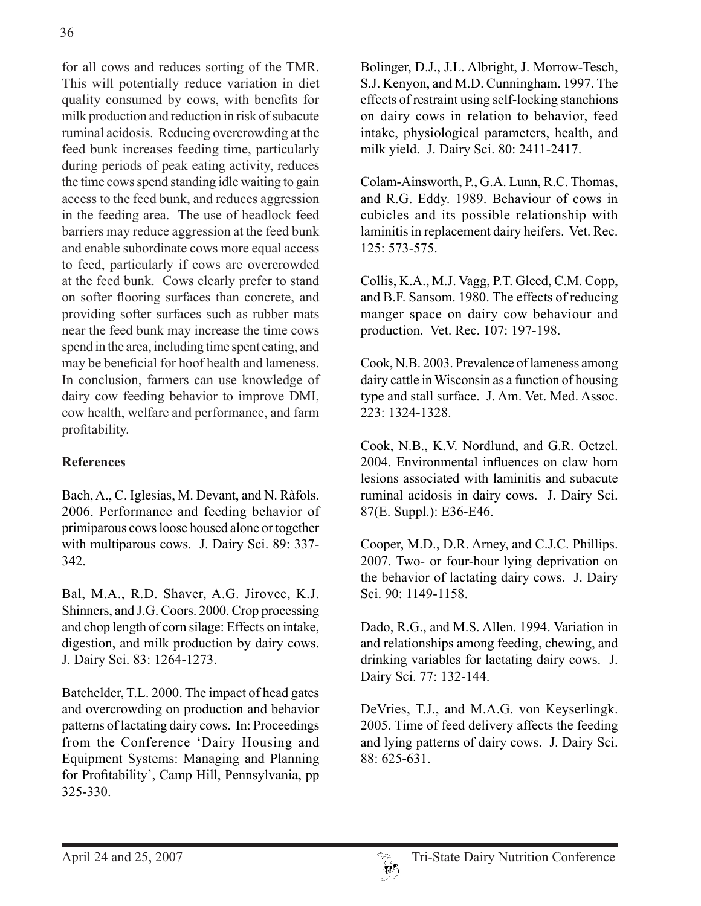for all cows and reduces sorting of the TMR. This will potentially reduce variation in diet quality consumed by cows, with benefits for milk production and reduction in risk of subacute ruminal acidosis. Reducing overcrowding at the feed bunk increases feeding time, particularly during periods of peak eating activity, reduces the time cows spend standing idle waiting to gain access to the feed bunk, and reduces aggression in the feeding area. The use of headlock feed barriers may reduce aggression at the feed bunk and enable subordinate cows more equal access to feed, particularly if cows are overcrowded at the feed bunk. Cows clearly prefer to stand on softer flooring surfaces than concrete, and providing softer surfaces such as rubber mats near the feed bunk may increase the time cows spend in the area, including time spent eating, and may be beneficial for hoof health and lameness. In conclusion, farmers can use knowledge of dairy cow feeding behavior to improve DMI, cow health, welfare and performance, and farm profitability.

**References**

Bach, A., C. Iglesias, M. Devant, and N. Ràfols. 2006. Performance and feeding behavior of primiparous cows loose housed alone or together with multiparous cows. J. Dairy Sci. 89: 337-342.

Bal, M.A., R.D. Shaver, A.G. Jirovec, K.J. Shinners, and J.G. Coors. 2000. Crop processing and chop length of corn silage: Effects on intake, digestion, and milk production by dairy cows. J. Dairy Sci. 83: 1264-1273.

Batchelder, T.L. 2000. The impact of head gates and overcrowding on production and behavior patterns of lactating dairy cows. In: Proceedings from the Conference 'Dairy Housing and Equipment Systems: Managing and Planning for Profitability', Camp Hill, Pennsylvania, pp 325-330.

Bolinger, D.J., J.L. Albright, J. Morrow-Tesch, S.J. Kenyon, and M.D. Cunningham. 1997. The effects of restraint using self-locking stanchions on dairy cows in relation to behavior, feed intake, physiological parameters, health, and milk yield. J. Dairy Sci. 80: 2411-2417.

Colam-Ainsworth, P., G.A. Lunn, R.C. Thomas, and R.G. Eddy. 1989. Behaviour of cows in cubicles and its possible relationship with laminitis in replacement dairy heifers. Vet. Rec. 125: 573-575.

Collis, K.A., M.J. Vagg, P.T. Gleed, C.M. Copp, and B.F. Sansom. 1980. The effects of reducing manger space on dairy cow behaviour and production. Vet. Rec. 107: 197-198.

Cook, N.B. 2003. Prevalence of lameness among dairy cattle in Wisconsin as a function of housing type and stall surface. J. Am. Vet. Med. Assoc. 223: 1324-1328.

Cook, N.B., K.V. Nordlund, and G.R. Oetzel. 2004. Environmental influences on claw horn lesions associated with laminitis and subacute ruminal acidosis in dairy cows. J. Dairy Sci. 87(E. Suppl.): E36-E46.

Cooper, M.D., D.R. Arney, and C.J.C. Phillips. 2007. Two- or four-hour lying deprivation on the behavior of lactating dairy cows. J. Dairy Sci. 90: 1149-1158.

Dado, R.G., and M.S. Allen. 1994. Variation in and relationships among feeding, chewing, and drinking variables for lactating dairy cows. J. Dairy Sci. 77: 132-144.

DeVries, T.J., and M.A.G. von Keyserlingk. 2005. Time of feed delivery affects the feeding and lying patterns of dairy cows. J. Dairy Sci. 88: 625-631.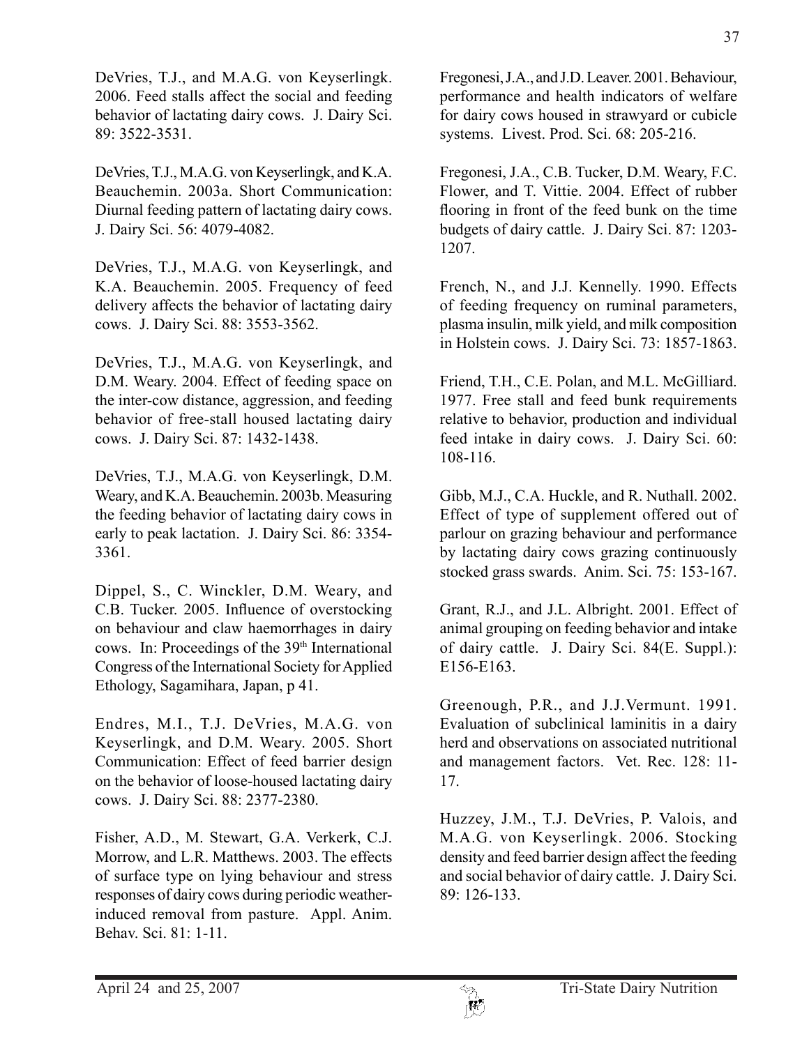DeVries, T.J., and M.A.G. von Keyserlingk. 2006. Feed stalls affect the social and feeding behavior of lactating dairy cows. J. Dairy Sci. 89: 3522-3531.

DeVries, T.J., M.A.G. von Keyserlingk, and K.A. Beauchemin. 2003a. Short Communication: Diurnal feeding pattern of lactating dairy cows. J. Dairy Sci. 56: 4079-4082.

DeVries, T.J., M.A.G. von Keyserlingk, and K.A. Beauchemin. 2005. Frequency of feed delivery affects the behavior of lactating dairy cows. J. Dairy Sci. 88: 3553-3562.

DeVries, T.J., M.A.G. von Keyserlingk, and D.M. Weary. 2004. Effect of feeding space on the inter-cow distance, aggression, and feeding behavior of free-stall housed lactating dairy cows. J. Dairy Sci. 87: 1432-1438.

DeVries, T.J., M.A.G. von Keyserlingk, D.M. Weary, and K.A. Beauchemin. 2003b. Measuring the feeding behavior of lactating dairy cows in early to peak lactation. J. Dairy Sci. 86: 3354-3361.

Dippel, S., C. Winckler, D.M. Weary, and C.B. Tucker. 2005. Influence of overstocking on behaviour and claw haemorrhages in dairy cows. In: Proceedings of the 39th International Congress of the International Society for Applied Ethology, Sagamihara, Japan, p 41.

Endres, M.I., T.J. DeVries, M.A.G. von Keyserlingk, and D.M. Weary. 2005. Short Communication: Effect of feed barrier design on the behavior of loose-housed lactating dairy cows. J. Dairy Sci. 88: 2377-2380.

Fisher, A.D., M. Stewart, G.A. Verkerk, C.J. Morrow, and L.R. Matthews. 2003. The effects of surface type on lying behaviour and stress responses of dairy cows during periodic weather-induced removal from pasture. Appl. Anim. Behav. Sci. 81: 1-11.

Fregonesi, J.A., and J.D. Leaver. 2001. Behaviour, performance and health indicators of welfare for dairy cows housed in strawyard or cubicle systems. Livest. Prod. Sci. 68: 205-216.

Fregonesi, J.A., C.B. Tucker, D.M. Weary, F.C. Flower, and T. Vittie. 2004. Effect of rubber flooring in front of the feed bunk on the time budgets of dairy cattle. J. Dairy Sci. 87: 1203-1207.

French, N., and J.J. Kennelly. 1990. Effects of feeding frequency on ruminal parameters, plasma insulin, milk yield, and milk composition in Holstein cows. J. Dairy Sci. 73: 1857-1863.

Friend, T.H., C.E. Polan, and M.L. McGilliard. 1977. Free stall and feed bunk requirements relative to behavior, production and individual feed intake in dairy cows. J. Dairy Sci. 60: 108-116.

Gibb, M.J., C.A. Huckle, and R. Nuthall. 2002. Effect of type of supplement offered out of parlour on grazing behaviour and performance by lactating dairy cows grazing continuously stocked grass swards. Anim. Sci. 75: 153-167.

Grant, R.J., and J.L. Albright. 2001. Effect of animal grouping on feeding behavior and intake of dairy cattle. J. Dairy Sci. 84(E. Suppl.): E156-E163.

Greenough, P.R., and J.J.Vermunt. 1991. Evaluation of subclinical laminitis in a dairy herd and observations on associated nutritional and management factors. Vet. Rec. 128: 11-17.

Huzzey, J.M., T.J. DeVries, P. Valois, and M.A.G. von Keyserlingk. 2006. Stocking density and feed barrier design affect the feeding and social behavior of dairy cattle. J. Dairy Sci. 89: 126-133.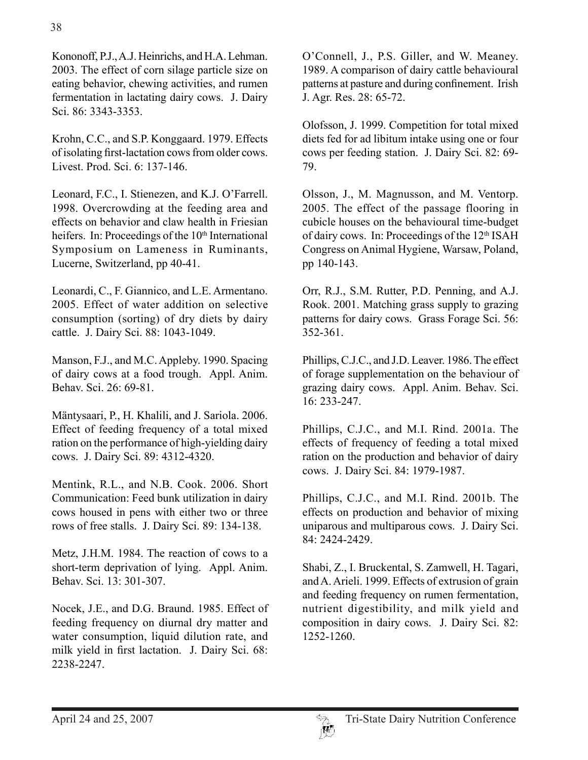Kononoff, P.J., A.J. Heinrichs, and H.A. Lehman. 2003. The effect of corn silage particle size on eating behavior, chewing activities, and rumen fermentation in lactating dairy cows. J. Dairy Sci. 86: 3343-3353.

Krohn, C.C., and S.P. Konggaard. 1979. Effects of isolating first-lactation cows from older cows. Livest. Prod. Sci. 6: 137-146.

Leonard, F.C., I. Stienezen, and K.J. O'Farrell. 1998. Overcrowding at the feeding area and effects on behavior and claw health in Friesian heifers. In: Proceedings of the 10th International Symposium on Lameness in Ruminants, Lucerne, Switzerland, pp 40-41.

Leonardi, C., F. Giannico, and L.E. Armentano. 2005. Effect of water addition on selective consumption (sorting) of dry diets by dairy cattle. J. Dairy Sci. 88: 1043-1049.

Manson, F.J., and M.C. Appleby. 1990. Spacing of dairy cows at a food trough. Appl. Anim. Behav. Sci. 26: 69-81.

Mäntysaari, P., H. Khalili, and J. Sariola. 2006. Effect of feeding frequency of a total mixed ration on the performance of high-yielding dairy cows. J. Dairy Sci. 89: 4312-4320.

Mentink, R.L., and N.B. Cook. 2006. Short Communication: Feed bunk utilization in dairy cows housed in pens with either two or three rows of free stalls. J. Dairy Sci. 89: 134-138.

Metz, J.H.M. 1984. The reaction of cows to a short-term deprivation of lying. Appl. Anim. Behav. Sci. 13: 301-307.

Nocek, J.E., and D.G. Braund. 1985. Effect of feeding frequency on diurnal dry matter and water consumption, liquid dilution rate, and milk yield in first lactation. J. Dairy Sci. 68: 2238-2247.

O'Connell, J., P.S. Giller, and W. Meaney. 1989. A comparison of dairy cattle behavioural patterns at pasture and during confinement. Irish J. Agr. Res. 28: 65-72.

Olofsson, J. 1999. Competition for total mixed diets fed for ad libitum intake using one or four cows per feeding station. J. Dairy Sci. 82: 69-79.

Olsson, J., M. Magnusson, and M. Ventorp. 2005. The effect of the passage flooring in cubicle houses on the behavioural time-budget of dairy cows. In: Proceedings of the 12th ISAH Congress on Animal Hygiene, Warsaw, Poland, pp 140-143.

Orr, R.J., S.M. Rutter, P.D. Penning, and A.J. Rook. 2001. Matching grass supply to grazing patterns for dairy cows. Grass Forage Sci. 56: 352-361.

Phillips, C.J.C., and J.D. Leaver. 1986. The effect of forage supplementation on the behaviour of grazing dairy cows. Appl. Anim. Behav. Sci. 16: 233-247.

Phillips, C.J.C., and M.I. Rind. 2001a. The effects of frequency of feeding a total mixed ration on the production and behavior of dairy cows. J. Dairy Sci. 84: 1979-1987.

Phillips, C.J.C., and M.I. Rind. 2001b. The effects on production and behavior of mixing uniparous and multiparous cows. J. Dairy Sci. 84: 2424-2429.

Shabi, Z., I. Bruckental, S. Zamwell, H. Tagari, and A. Arieli. 1999. Effects of extrusion of grain and feeding frequency on rumen fermentation, nutrient digestibility, and milk yield and composition in dairy cows. J. Dairy Sci. 82: 1252-1260.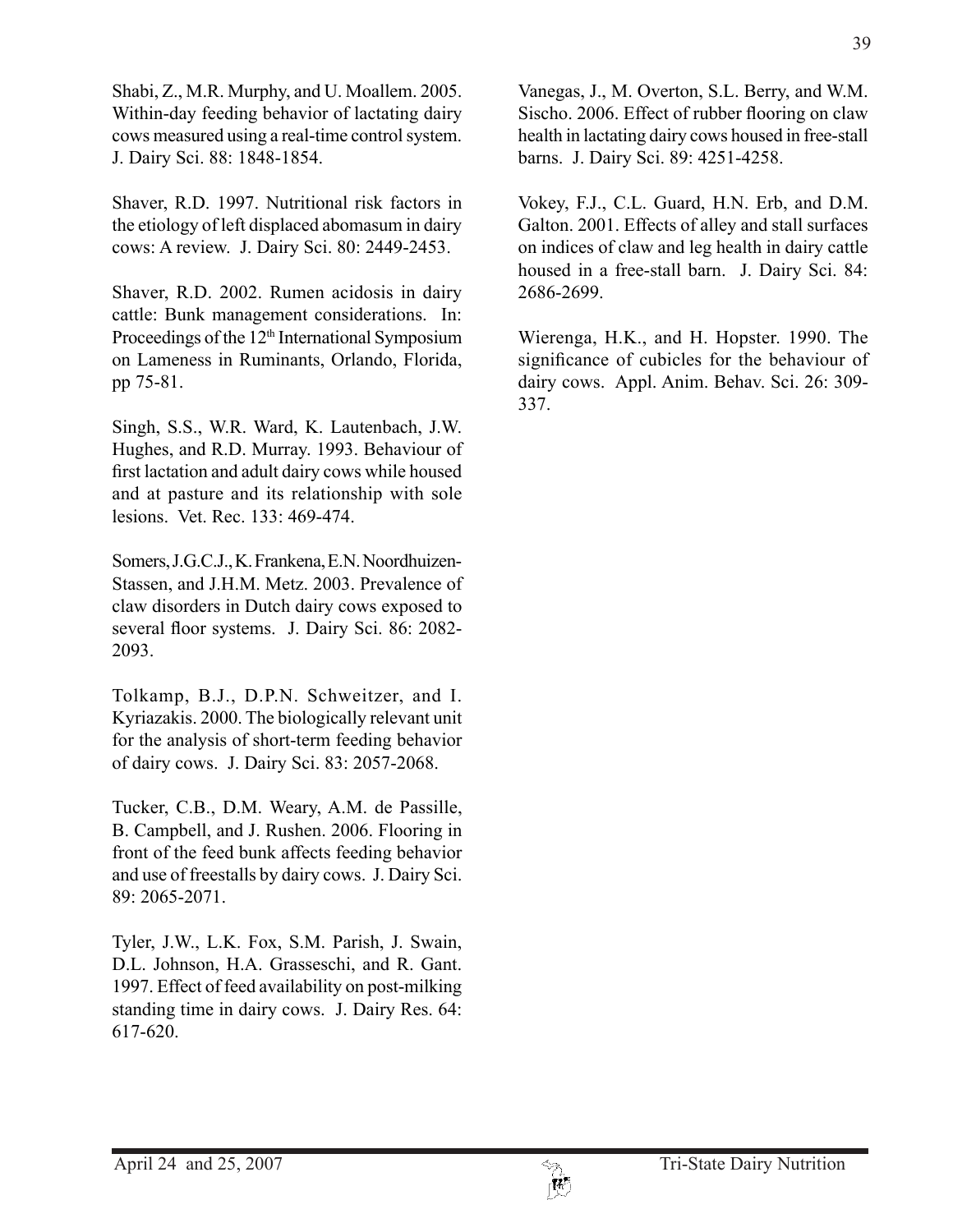Shabi, Z., M.R. Murphy, and U. Moallem. 2005. Within-day feeding behavior of lactating dairy cows measured using a real-time control system. J. Dairy Sci. 88: 1848-1854.

Shaver, R.D. 1997. Nutritional risk factors in the etiology of left displaced abomasum in dairy cows: A review. J. Dairy Sci. 80: 2449-2453.

Shaver, R.D. 2002. Rumen acidosis in dairy cattle: Bunk management considerations. In: Proceedings of the 12th International Symposium on Lameness in Ruminants, Orlando, Florida, pp 75-81.

Singh, S.S., W.R. Ward, K. Lautenbach, J.W. Hughes, and R.D. Murray. 1993. Behaviour of first lactation and adult dairy cows while housed and at pasture and its relationship with sole lesions. Vet. Rec. 133: 469-474.

Somers, J.G.C.J., K. Frankena, E.N. Noordhuizen-Stassen, and J.H.M. Metz. 2003. Prevalence of claw disorders in Dutch dairy cows exposed to several floor systems. J. Dairy Sci. 86: 2082-2093.

Tolkamp, B.J., D.P.N. Schweitzer, and I. Kyriazakis. 2000. The biologically relevant unit for the analysis of short-term feeding behavior of dairy cows. J. Dairy Sci. 83: 2057-2068.

Tucker, C.B., D.M. Weary, A.M. de Passille, B. Campbell, and J. Rushen. 2006. Flooring in front of the feed bunk affects feeding behavior and use of freestalls by dairy cows. J. Dairy Sci. 89: 2065-2071.

Tyler, J.W., L.K. Fox, S.M. Parish, J. Swain, D.L. Johnson, H.A. Grasseschi, and R. Gant. 1997. Effect of feed availability on post-milking standing time in dairy cows. J. Dairy Res. 64: 617-620.

Vanegas, J., M. Overton, S.L. Berry, and W.M. Sischo. 2006. Effect of rubber flooring on claw health in lactating dairy cows housed in free-stall barns. J. Dairy Sci. 89: 4251-4258.

Vokey, F.J., C.L. Guard, H.N. Erb, and D.M. Galton. 2001. Effects of alley and stall surfaces on indices of claw and leg health in dairy cattle housed in a free-stall barn. J. Dairy Sci. 84: 2686-2699.

Wierenga, H.K., and H. Hopster. 1990. The significance of cubicles for the behaviour of dairy cows. Appl. Anim. Behav. Sci. 26: 309-337.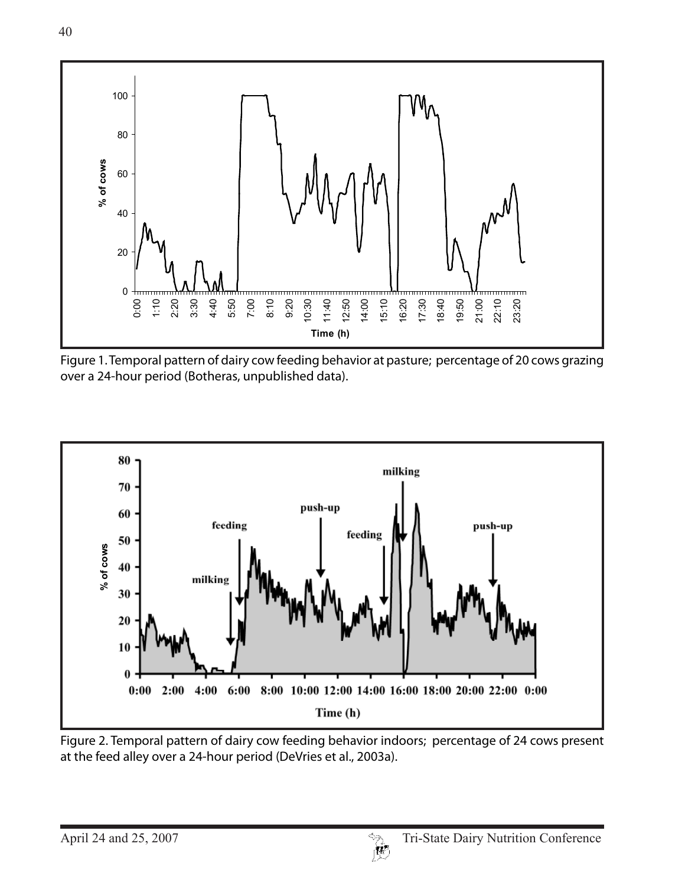Figure 1. Temporal pattern of dairy cow feeding behavior at pasture; percentage of 20 cows grazing over a 24-hour period (Botheras, unpublished data).

Figure 2. Temporal pattern of dairy cow feeding behavior indoors; percentage of 24 cows present at the feed alley over a 24-hour period (DeVries et al., 2003a).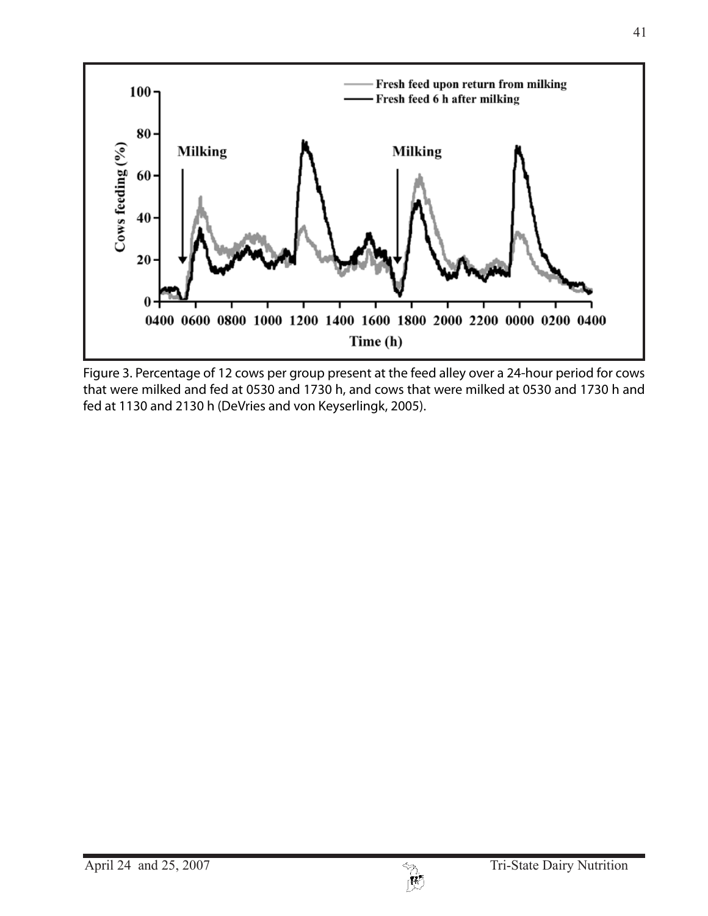Figure 3. Percentage of 12 cows per group present at the feed alley over a 24-hour period for cows that were milked and fed at 0530 and 1730 h, and cows that were milked at 0530 and 1730 h and fed at 1130 and 2130 h (DeVries and von Keyserlingk, 2005).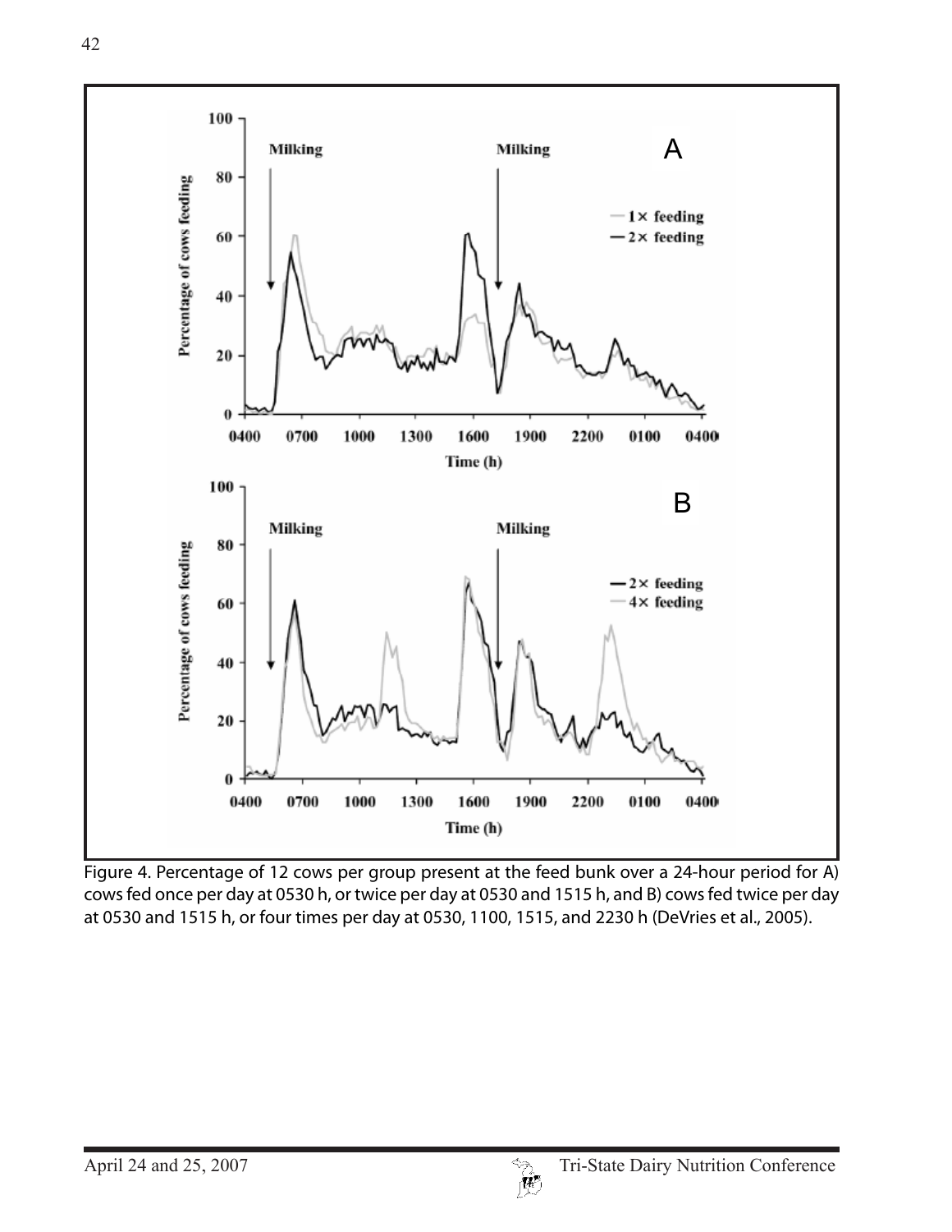A

100
80
60
40
20
0

Percentage of cows feeding

Milking

Milking

1× feeding
2× feeding

0400 0700 1000 1300 1600 1900 2200 0100 0400

Time (h)

B

100
80
60
40
20
0

Percentage of cows feeding

Milking

Milking

2× feeding
4× feeding

0400 0700 1000 1300 1600 1900 2200 0100 0400

Time (h)

Figure 4. Percentage of 12 cows per group present at the feed bunk over a 24-hour period for A) cows fed once per day at 0530 h, or twice per day at 0530 and 1515 h, and B) cows fed twice per day at 0530 and 1515 h, or four times per day at 0530, 1100, 1515, and 2230 h (DeVries et al., 2005).